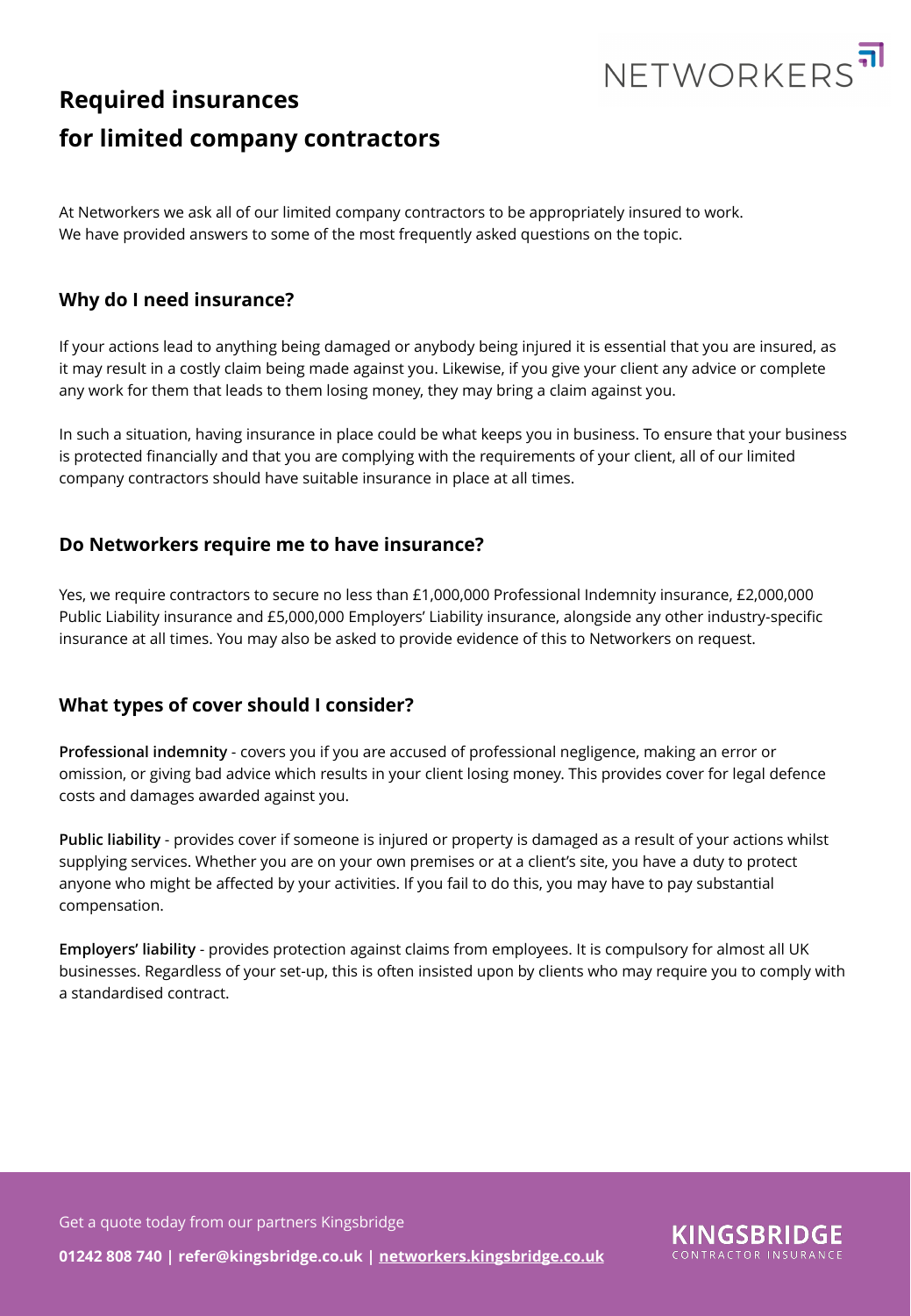NETWORKERS

# Required insurances for limited company contractors

At Networkers we ask all of our limited company contractors to be appropriately insured to work.
We have provided answers to some of the most frequently asked questions on the topic.

## Why do I need insurance?

If your actions lead to anything being damaged or anybody being injured it is essential that you are insured, as it may result in a costly claim being made against you. Likewise, if you give your client any advice or complete any work for them that leads to them losing money, they may bring a claim against you.

In such a situation, having insurance in place could be what keeps you in business. To ensure that your business is protected financially and that you are complying with the requirements of your client, all of our limited company contractors should have suitable insurance in place at all times.

## Do Networkers require me to have insurance?

Yes, we require contractors to secure no less than £1,000,000 Professional Indemnity insurance, £2,000,000 Public Liability insurance and £5,000,000 Employers' Liability insurance, alongside any other industry-specific insurance at all times. You may also be asked to provide evidence of this to Networkers on request.

## What types of cover should I consider?

**Professional indemnity** - covers you if you are accused of professional negligence, making an error or omission, or giving bad advice which results in your client losing money. This provides cover for legal defence costs and damages awarded against you.

**Public liability** - provides cover if someone is injured or property is damaged as a result of your actions whilst supplying services. Whether you are on your own premises or at a client's site, you have a duty to protect anyone who might be affected by your activities. If you fail to do this, you may have to pay substantial compensation.

**Employers' liability** - provides protection against claims from employees. It is compulsory for almost all UK businesses. Regardless of your set-up, this is often insisted upon by clients who may require you to comply with a standardised contract.

Get a quote today from our partners Kingsbridge

**01242 808 740 | refer@kingsbridge.co.uk | networkers.kingsbridge.co.uk**

KINGSBRIDGE
CONTRACTOR INSURANCE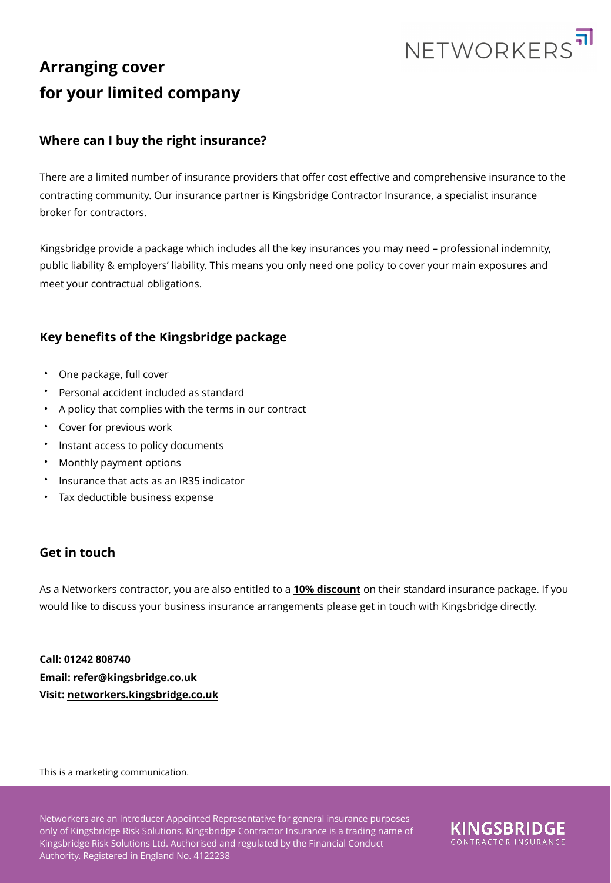# Arranging cover for your limited company

## Where can I buy the right insurance?

There are a limited number of insurance providers that offer cost effective and comprehensive insurance to the contracting community. Our insurance partner is Kingsbridge Contractor Insurance, a specialist insurance broker for contractors.

Kingsbridge provide a package which includes all the key insurances you may need – professional indemnity, public liability & employers' liability. This means you only need one policy to cover your main exposures and meet your contractual obligations.

## Key benefits of the Kingsbridge package

- One package, full cover
- Personal accident included as standard
- A policy that complies with the terms in our contract
- Cover for previous work
- Instant access to policy documents
- Monthly payment options
- Insurance that acts as an IR35 indicator
- Tax deductible business expense

## Get in touch

As a Networkers contractor, you are also entitled to a **10% discount** on their standard insurance package. If you would like to discuss your business insurance arrangements please get in touch with Kingsbridge directly.

**Call: 01242 808740**
**Email: refer@kingsbridge.co.uk**
**Visit: networkers.kingsbridge.co.uk**

This is a marketing communication.

Networkers are an Introducer Appointed Representative for general insurance purposes only of Kingsbridge Risk Solutions. Kingsbridge Contractor Insurance is a trading name of Kingsbridge Risk Solutions Ltd. Authorised and regulated by the Financial Conduct Authority. Registered in England No. 4122238